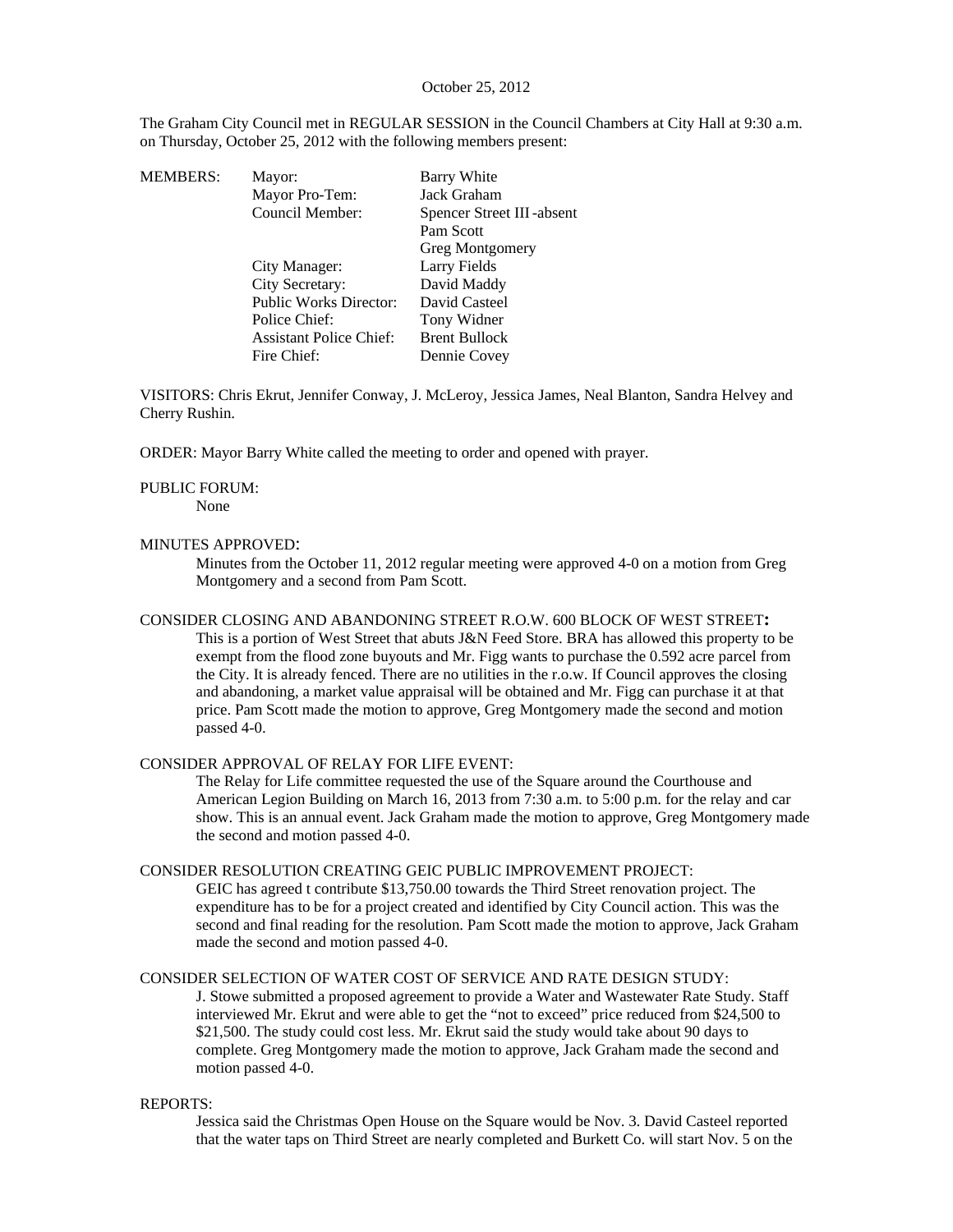October 25, 2012

The Graham City Council met in REGULAR SESSION in the Council Chambers at City Hall at 9:30 a.m. on Thursday, October 25, 2012 with the following members present:

| MEMBERS: | Mayor: | Barry White |
|---|---|---|
| | Mayor Pro-Tem: | Jack Graham |
| | Council Member: | Spencer Street III -absent |
| | | Pam Scott |
| | | Greg Montgomery |
| | City Manager: | Larry Fields |
| | City Secretary: | David Maddy |
| | Public Works Director: | David Casteel |
| | Police Chief: | Tony Widner |
| | Assistant Police Chief: | Brent Bullock |
| | Fire Chief: | Dennie Covey |

VISITORS: Chris Ekrut, Jennifer Conway, J. McLeroy, Jessica James, Neal Blanton, Sandra Helvey and Cherry Rushin.

ORDER: Mayor Barry White called the meeting to order and opened with prayer.

PUBLIC FORUM:

None

MINUTES APPROVED:

Minutes from the October 11, 2012 regular meeting were approved 4-0 on a motion from Greg Montgomery and a second from Pam Scott.

CONSIDER CLOSING AND ABANDONING STREET R.O.W. 600 BLOCK OF WEST STREET**:**

This is a portion of West Street that abuts J&N Feed Store. BRA has allowed this property to be exempt from the flood zone buyouts and Mr. Figg wants to purchase the 0.592 acre parcel from the City. It is already fenced. There are no utilities in the r.o.w. If Council approves the closing and abandoning, a market value appraisal will be obtained and Mr. Figg can purchase it at that price. Pam Scott made the motion to approve, Greg Montgomery made the second and motion passed 4-0.

CONSIDER APPROVAL OF RELAY FOR LIFE EVENT:

The Relay for Life committee requested the use of the Square around the Courthouse and American Legion Building on March 16, 2013 from 7:30 a.m. to 5:00 p.m. for the relay and car show. This is an annual event. Jack Graham made the motion to approve, Greg Montgomery made the second and motion passed 4-0.

CONSIDER RESOLUTION CREATING GEIC PUBLIC IMPROVEMENT PROJECT:

GEIC has agreed t contribute $13,750.00 towards the Third Street renovation project. The expenditure has to be for a project created and identified by City Council action. This was the second and final reading for the resolution. Pam Scott made the motion to approve, Jack Graham made the second and motion passed 4-0.

CONSIDER SELECTION OF WATER COST OF SERVICE AND RATE DESIGN STUDY:

J. Stowe submitted a proposed agreement to provide a Water and Wastewater Rate Study. Staff interviewed Mr. Ekrut and were able to get the "not to exceed" price reduced from $24,500 to $21,500. The study could cost less. Mr. Ekrut said the study would take about 90 days to complete. Greg Montgomery made the motion to approve, Jack Graham made the second and motion passed 4-0.

REPORTS:

Jessica said the Christmas Open House on the Square would be Nov. 3. David Casteel reported that the water taps on Third Street are nearly completed and Burkett Co. will start Nov. 5 on the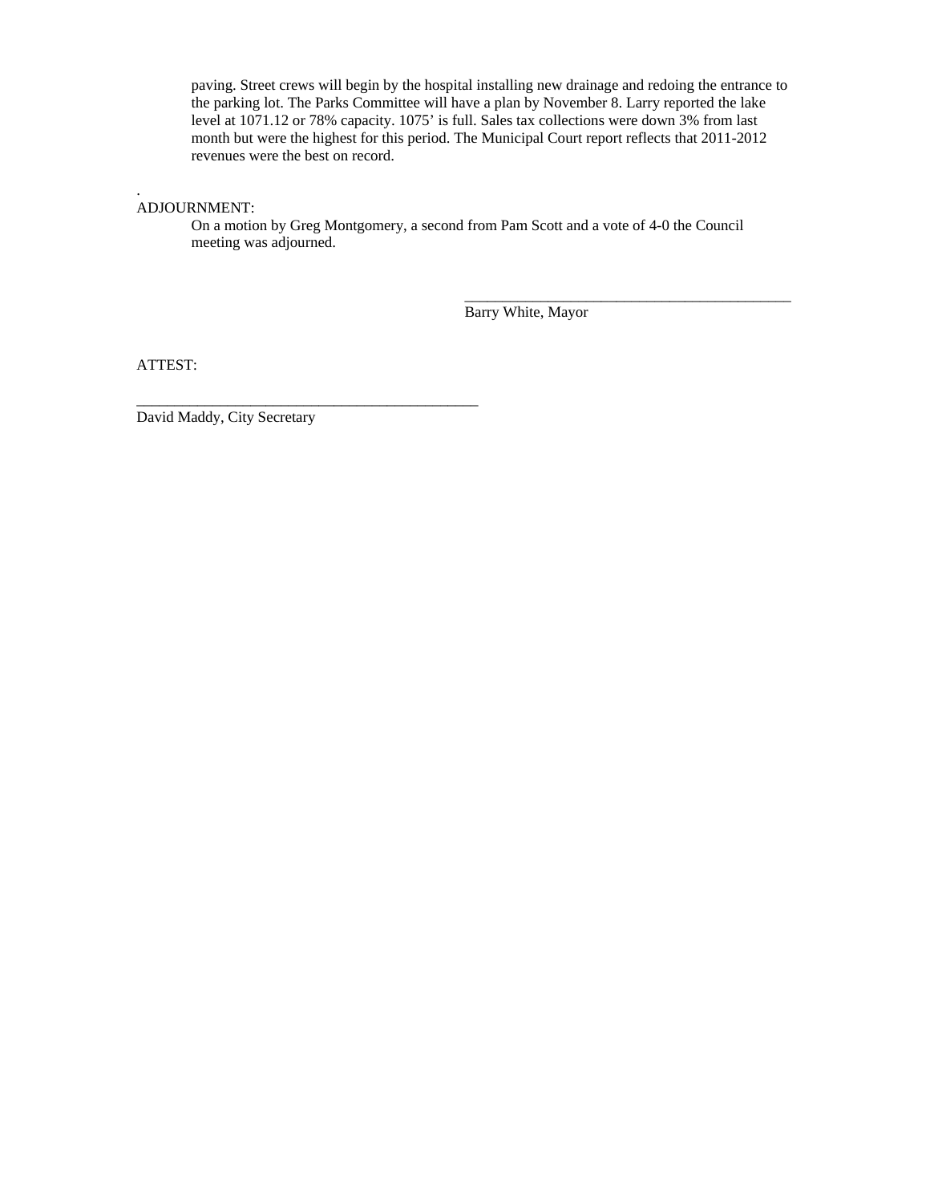paving. Street crews will begin by the hospital installing new drainage and redoing the entrance to the parking lot. The Parks Committee will have a plan by November 8. Larry reported the lake level at 1071.12 or 78% capacity. 1075' is full. Sales tax collections were down 3% from last month but were the highest for this period. The Municipal Court report reflects that 2011-2012 revenues were the best on record.

.

ADJOURNMENT:

On a motion by Greg Montgomery, a second from Pam Scott and a vote of 4-0 the Council meeting was adjourned.

_____________________________________________

Barry White, Mayor

ATTEST:

_______________________________________________

David Maddy, City Secretary